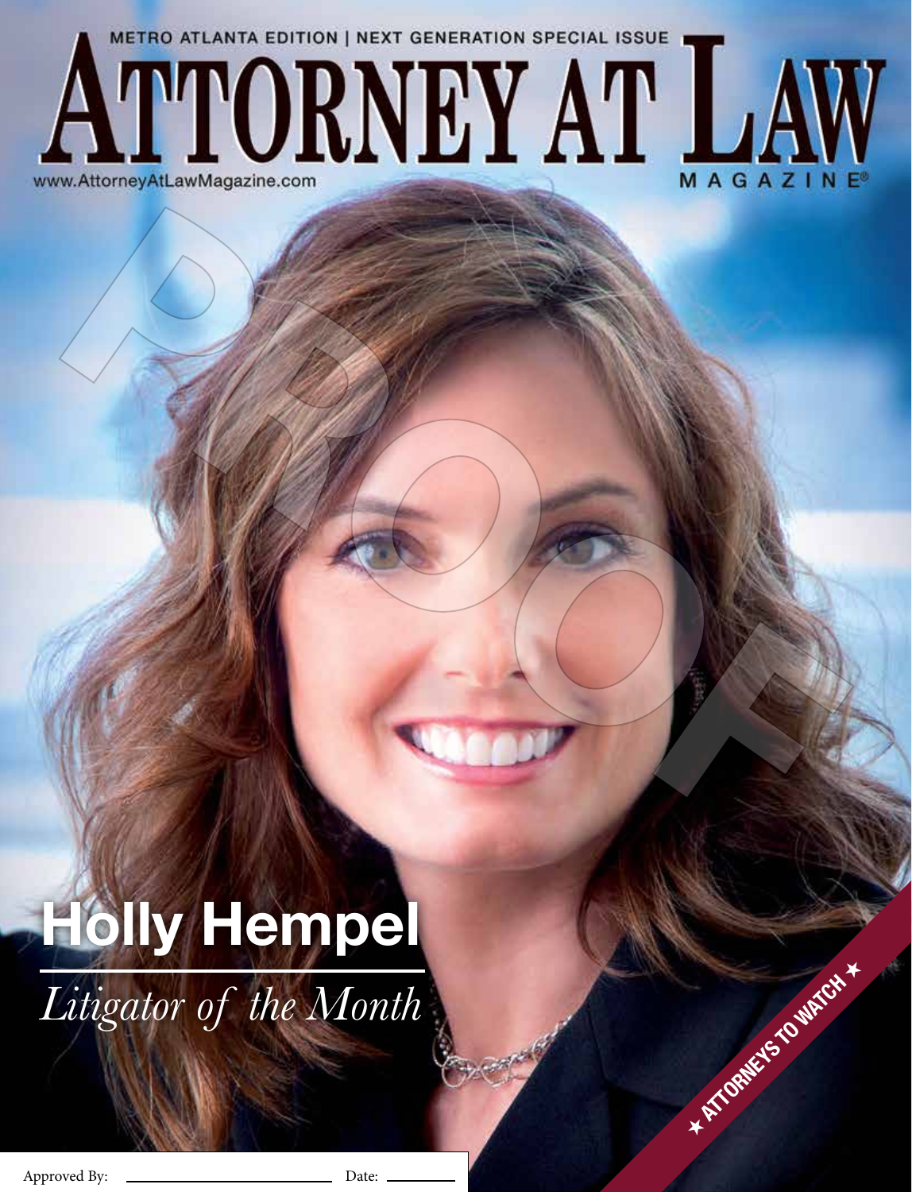METRO ATLANTA EDITION | NEXT GENERATION SPECIAL ISSUE

# ATTORNEY AT LAW MAGAZINE®

www.AttorneyAtLawMagazine.com

PROOF

## Holly Hempel

*Litigator of the Month*

★ ATTORNEYS TO WATCH ★

Approved By: ______________________ Date: __________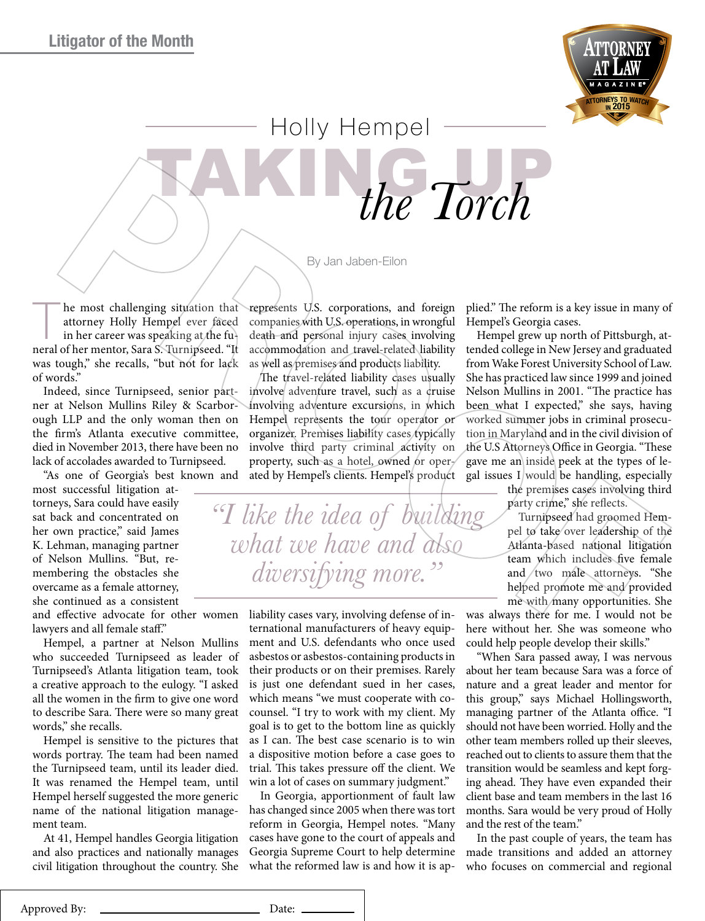Litigator of the Month

# Holly Hempel

## TAKING UP *the Torch*

By Jan Jaben-Eilon

The most challenging situation that attorney Holly Hempel ever faced in her career was speaking at the funeral of her mentor, Sara S. Turnipseed. "It was tough," she recalls, "but not for lack of words."

Indeed, since Turnipseed, senior partner at Nelson Mullins Riley & Scarborough LLP and the only woman then on the firm's Atlanta executive committee, died in November 2013, there have been no lack of accolades awarded to Turnipseed.

"As one of Georgia's best known and most successful litigation attorneys, Sara could have easily sat back and concentrated on her own practice," said James K. Lehman, managing partner of Nelson Mullins. "But, remembering the obstacles she overcame as a female attorney, she continued as a consistent and effective advocate for other women lawyers and all female staff."

Hempel, a partner at Nelson Mullins who succeeded Turnipseed as leader of Turnipseed's Atlanta litigation team, took a creative approach to the eulogy. "I asked all the women in the firm to give one word to describe Sara. There were so many great words," she recalls.

Hempel is sensitive to the pictures that words portray. The team had been named the Turnipseed team, until its leader died. It was renamed the Hempel team, until Hempel herself suggested the more generic name of the national litigation management team.

At 41, Hempel handles Georgia litigation and also practices and nationally manages civil litigation throughout the country. She represents U.S. corporations, and foreign companies with U.S. operations, in wrongful death and personal injury cases involving accommodation and travel-related liability as well as premises and products liability.

The travel-related liability cases usually involve adventure travel, such as a cruise involving adventure excursions, in which Hempel represents the tour operator or organizer. Premises liability cases typically involve third party criminal activity on property, such as a hotel, owned or operated by Hempel's clients. Hempel's product liability cases vary, involving defense of international manufacturers of heavy equipment and U.S. defendants who once used asbestos or asbestos-containing products in their products or on their premises. Rarely is just one defendant sued in her cases, which means "we must cooperate with co-counsel. "I try to work with my client. My goal is to get to the bottom line as quickly as I can. The best case scenario is to win a dispositive motion before a case goes to trial. This takes pressure off the client. We win a lot of cases on summary judgment."

> *"I like the idea of building what we have and also diversifying more."*

In Georgia, apportionment of fault law has changed since 2005 when there was tort reform in Georgia, Hempel notes. "Many cases have gone to the court of appeals and Georgia Supreme Court to help determine what the reformed law is and how it is applied." The reform is a key issue in many of Hempel's Georgia cases.

Hempel grew up north of Pittsburgh, attended college in New Jersey and graduated from Wake Forest University School of Law. She has practiced law since 1999 and joined Nelson Mullins in 2001. "The practice has been what I expected," she says, having worked summer jobs in criminal prosecution in Maryland and in the civil division of the U.S Attorneys Office in Georgia. "These gave me an inside peek at the types of legal issues I would be handling, especially the premises cases involving third party crime," she reflects.

Turnipseed had groomed Hempel to take over leadership of the Atlanta-based national litigation team which includes five female and two male attorneys. "She helped promote me and provided me with many opportunities. She was always there for me. I would not be here without her. She was someone who could help people develop their skills."

"When Sara passed away, I was nervous about her team because Sara was a force of nature and a great leader and mentor for this group," says Michael Hollingsworth, managing partner of the Atlanta office. "I should not have been worried. Holly and the other team members rolled up their sleeves, reached out to clients to assure them that the transition would be seamless and kept forging ahead. They have even expanded their client base and team members in the last 16 months. Sara would be very proud of Holly and the rest of the team."

In the past couple of years, the team has made transitions and added an attorney who focuses on commercial and regional

Approved By: ______________________ Date: ________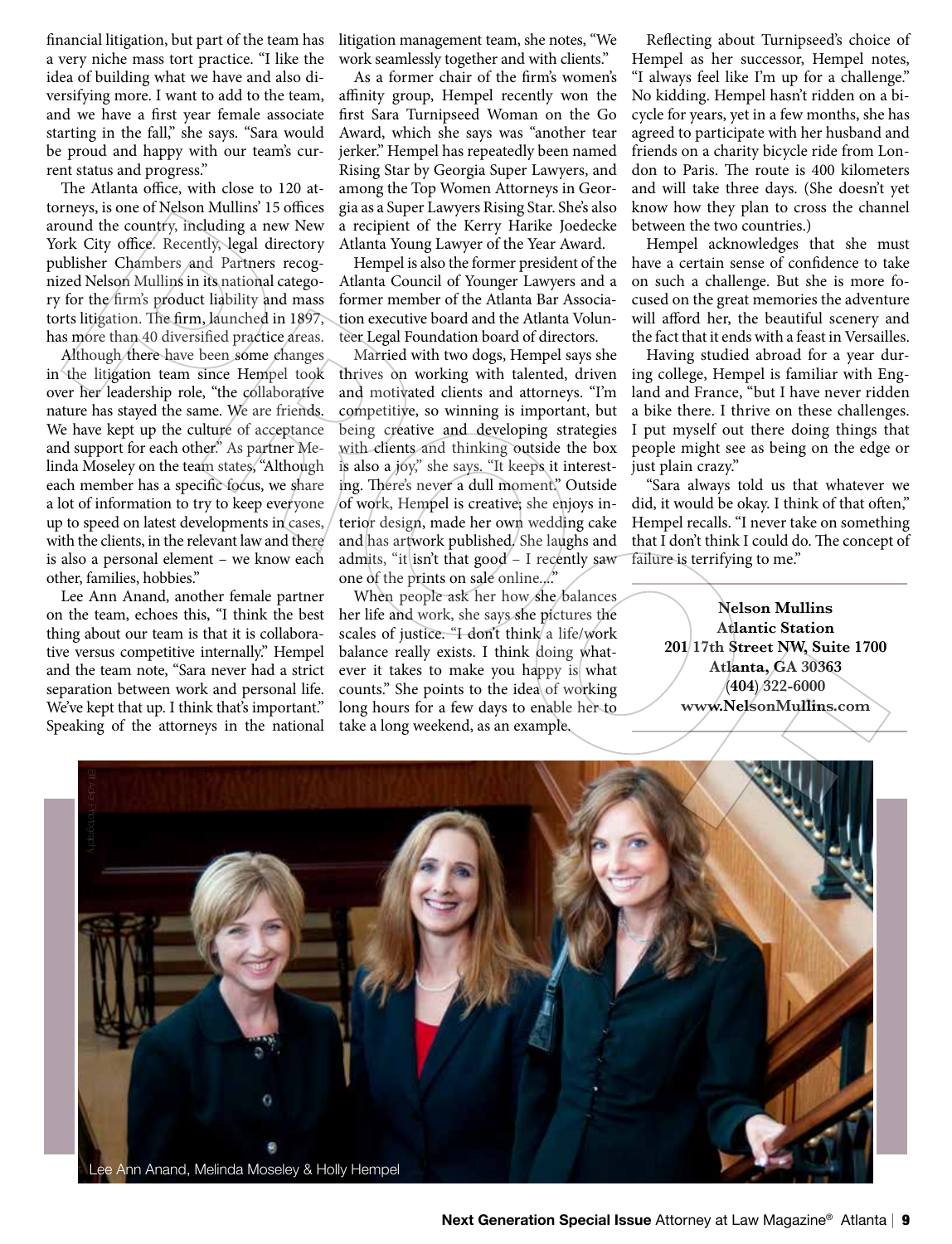financial litigation, but part of the team has a very niche mass tort practice. "I like the idea of building what we have and also diversifying more. I want to add to the team, and we have a first year female associate starting in the fall," she says. "Sara would be proud and happy with our team's current status and progress."

The Atlanta office, with close to 120 attorneys, is one of Nelson Mullins' 15 offices around the country, including a new New York City office. Recently, legal directory publisher Chambers and Partners recognized Nelson Mullins in its national category for the firm's product liability and mass torts litigation. The firm, launched in 1897, has more than 40 diversified practice areas.

Although there have been some changes in the litigation team since Hempel took over her leadership role, "the collaborative nature has stayed the same. We are friends. We have kept up the culture of acceptance and support for each other." As partner Melinda Moseley on the team states, "Although each member has a specific focus, we share a lot of information to try to keep everyone up to speed on latest developments in cases, with the clients, in the relevant law and there is also a personal element – we know each other, families, hobbies."

Lee Ann Anand, another female partner on the team, echoes this, "I think the best thing about our team is that it is collaborative versus competitive internally." Hempel and the team note, "Sara never had a strict separation between work and personal life. We've kept that up. I think that's important." Speaking of the attorneys in the national litigation management team, she notes, "We work seamlessly together and with clients."

As a former chair of the firm's women's affinity group, Hempel recently won the first Sara Turnipseed Woman on the Go Award, which she says was "another tear jerker." Hempel has repeatedly been named Rising Star by Georgia Super Lawyers, and among the Top Women Attorneys in Georgia as a Super Lawyers Rising Star. She's also a recipient of the Kerry Harike Joedecke Atlanta Young Lawyer of the Year Award.

Hempel is also the former president of the Atlanta Council of Younger Lawyers and a former member of the Atlanta Bar Association executive board and the Atlanta Volunteer Legal Foundation board of directors.

Married with two dogs, Hempel says she thrives on working with talented, driven and motivated clients and attorneys. "I'm competitive, so winning is important, but being creative and developing strategies with clients and thinking outside the box is also a joy," she says. "It keeps it interesting. There's never a dull moment." Outside of work, Hempel is creative; she enjoys interior design, made her own wedding cake and has artwork published. She laughs and admits, "it isn't that good – I recently saw one of the prints on sale online...."

When people ask her how she balances her life and work, she says she pictures the scales of justice. "I don't think a life/work balance really exists. I think doing whatever it takes to make you happy is what counts." She points to the idea of working long hours for a few days to enable her to take a long weekend, as an example.

Reflecting about Turnipseed's choice of Hempel as her successor, Hempel notes, "I always feel like I'm up for a challenge." No kidding. Hempel hasn't ridden on a bicycle for years, yet in a few months, she has agreed to participate with her husband and friends on a charity bicycle ride from London to Paris. The route is 400 kilometers and will take three days. (She doesn't yet know how they plan to cross the channel between the two countries.)

Hempel acknowledges that she must have a certain sense of confidence to take on such a challenge. But she is more focused on the great memories the adventure will afford her, the beautiful scenery and the fact that it ends with a feast in Versailles.

Having studied abroad for a year during college, Hempel is familiar with England and France, "but I have never ridden a bike there. I thrive on these challenges. I put myself out there doing things that people might see as being on the edge or just plain crazy."

"Sara always told us that whatever we did, it would be okay. I think of that often," Hempel recalls. "I never take on something that I don't think I could do. The concept of failure is terrifying to me."

**Nelson Mullins**
**Atlantic Station**
**201 17th Street NW, Suite 1700**
**Atlanta, GA 30363**
**(404) 322-6000**
**www.NelsonMullins.com**

Bill Ade Photography

Lee Ann Anand, Melinda Moseley & Holly Hempel